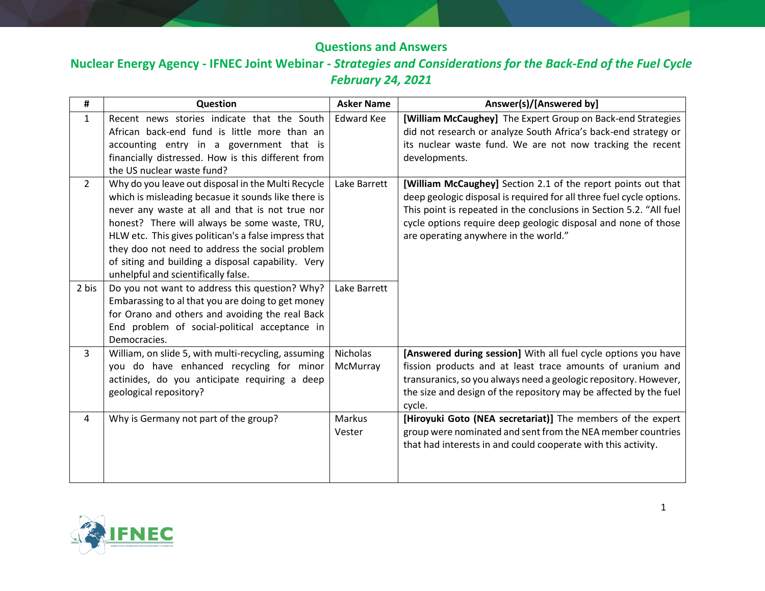## Questions and Answers

## Nuclear Energy Agency - IFNEC Joint Webinar - *Strategies and Considerations for the Back-End of the Fuel Cycle*

## *February 24, 2021*

| # | Question | Asker Name | Answer(s)/[Answered by] |
|---|---|---|---|
| 1 | Recent news stories indicate that the South African back-end fund is little more than an accounting entry in a government that is financially distressed. How is this different from the US nuclear waste fund? | Edward Kee | **[William McCaughey]** The Expert Group on Back-end Strategies did not research or analyze South Africa's back-end strategy or its nuclear waste fund. We are not now tracking the recent developments. |
| 2 | Why do you leave out disposal in the Multi Recycle which is misleading becasue it sounds like there is never any waste at all and that is not true nor honest? There will always be some waste, TRU, HLW etc. This gives politican's a false impress that they doo not need to address the social problem of siting and building a disposal capability. Very unhelpful and scientifically false. | Lake Barrett | **[William McCaughey]** Section 2.1 of the report points out that deep geologic disposal is required for all three fuel cycle options. This point is repeated in the conclusions in Section 5.2. "All fuel cycle options require deep geologic disposal and none of those are operating anywhere in the world." |
| 2 bis | Do you not want to address this question? Why? Embarassing to al that you are doing to get money for Orano and others and avoiding the real Back End problem of social-political acceptance in Democracies. | Lake Barrett | |
| 3 | William, on slide 5, with multi-recycling, assuming you do have enhanced recycling for minor actinides, do you anticipate requiring a deep geological repository? | Nicholas McMurray | **[Answered during session]** With all fuel cycle options you have fission products and at least trace amounts of uranium and transuranics, so you always need a geologic repository. However, the size and design of the repository may be affected by the fuel cycle. |
| 4 | Why is Germany not part of the group? | Markus Vester | **[Hiroyuki Goto (NEA secretariat)]** The members of the expert group were nominated and sent from the NEA member countries that had interests in and could cooperate with this activity. |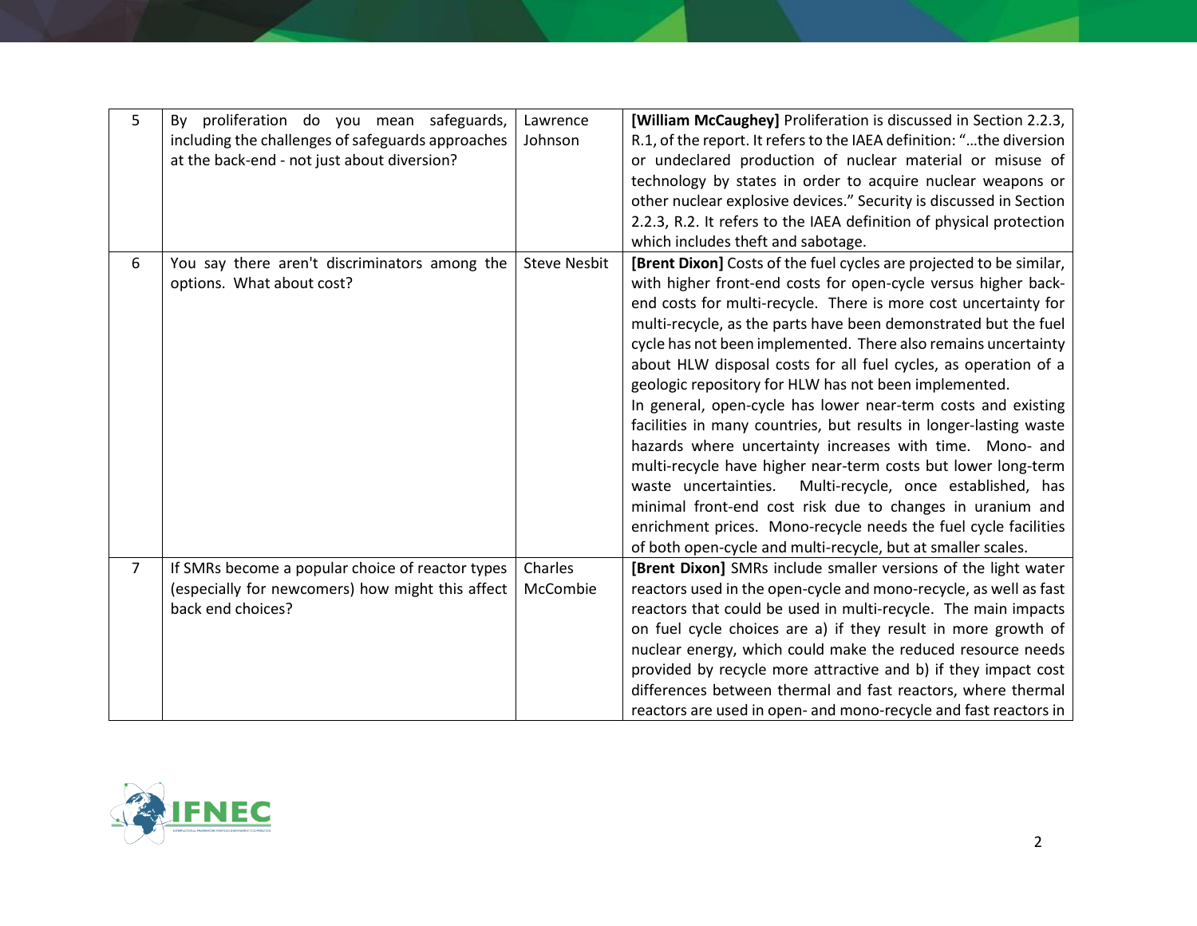| 5 | By proliferation do you mean safeguards, including the challenges of safeguards approaches at the back-end - not just about diversion? | Lawrence Johnson | **[William McCaughey]** Proliferation is discussed in Section 2.2.3, R.1, of the report. It refers to the IAEA definition: "…the diversion or undeclared production of nuclear material or misuse of technology by states in order to acquire nuclear weapons or other nuclear explosive devices." Security is discussed in Section 2.2.3, R.2. It refers to the IAEA definition of physical protection which includes theft and sabotage. |
|---|---|---|---|
| 6 | You say there aren't discriminators among the options. What about cost? | Steve Nesbit | **[Brent Dixon]** Costs of the fuel cycles are projected to be similar, with higher front-end costs for open-cycle versus higher back-end costs for multi-recycle. There is more cost uncertainty for multi-recycle, as the parts have been demonstrated but the fuel cycle has not been implemented. There also remains uncertainty about HLW disposal costs for all fuel cycles, as operation of a geologic repository for HLW has not been implemented.<br>In general, open-cycle has lower near-term costs and existing facilities in many countries, but results in longer-lasting waste hazards where uncertainty increases with time. Mono- and multi-recycle have higher near-term costs but lower long-term waste uncertainties. Multi-recycle, once established, has minimal front-end cost risk due to changes in uranium and enrichment prices. Mono-recycle needs the fuel cycle facilities of both open-cycle and multi-recycle, but at smaller scales. |
| 7 | If SMRs become a popular choice of reactor types (especially for newcomers) how might this affect back end choices? | Charles McCombie | **[Brent Dixon]** SMRs include smaller versions of the light water reactors used in the open-cycle and mono-recycle, as well as fast reactors that could be used in multi-recycle. The main impacts on fuel cycle choices are a) if they result in more growth of nuclear energy, which could make the reduced resource needs provided by recycle more attractive and b) if they impact cost differences between thermal and fast reactors, where thermal reactors are used in open- and mono-recycle and fast reactors in |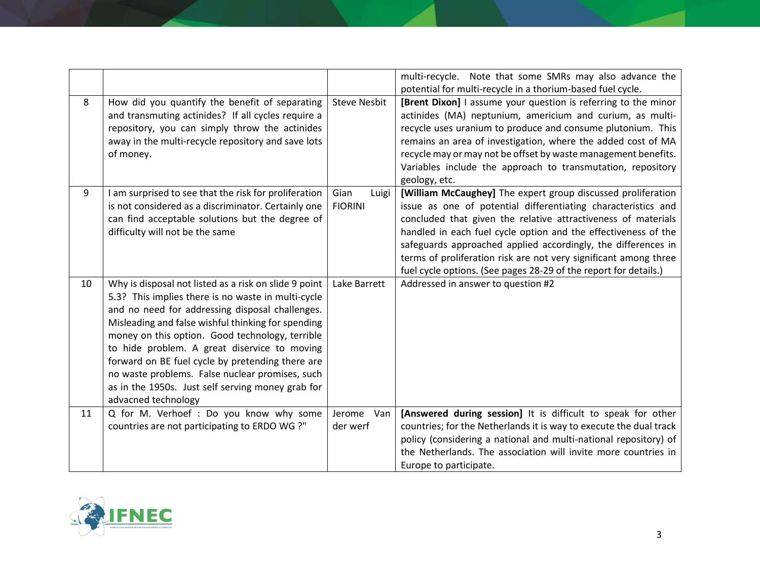| | | | |
|---|---|---|---|
| | | | multi-recycle. Note that some SMRs may also advance the potential for multi-recycle in a thorium-based fuel cycle. |
| 8 | How did you quantify the benefit of separating and transmuting actinides? If all cycles require a repository, you can simply throw the actinides away in the multi-recycle repository and save lots of money. | Steve Nesbit | **[Brent Dixon]** I assume your question is referring to the minor actinides (MA) neptunium, americium and curium, as multi-recycle uses uranium to produce and consume plutonium. This remains an area of investigation, where the added cost of MA recycle may or may not be offset by waste management benefits. Variables include the approach to transmutation, repository geology, etc. |
| 9 | I am surprised to see that the risk for proliferation is not considered as a discriminator. Certainly one can find acceptable solutions but the degree of difficulty will not be the same | Gian Luigi FIORINI | **[William McCaughey]** The expert group discussed proliferation issue as one of potential differentiating characteristics and concluded that given the relative attractiveness of materials handled in each fuel cycle option and the effectiveness of the safeguards approached applied accordingly, the differences in terms of proliferation risk are not very significant among three fuel cycle options. (See pages 28-29 of the report for details.) |
| 10 | Why is disposal not listed as a risk on slide 9 point 5.3? This implies there is no waste in multi-cycle and no need for addressing disposal challenges. Misleading and false wishful thinking for spending money on this option. Good technology, terrible to hide problem. A great disservice to moving forward on BE fuel cycle by pretending there are no waste problems. False nuclear promises, such as in the 1950s. Just self serving money grab for advacned technology | Lake Barrett | Addressed in answer to question #2 |
| 11 | Q for M. Verhoef : Do you know why some countries are not participating to ERDO WG ?" | Jerome Van der werf | **[Answered during session]** It is difficult to speak for other countries; for the Netherlands it is way to execute the dual track policy (considering a national and multi-national repository) of the Netherlands. The association will invite more countries in Europe to participate. |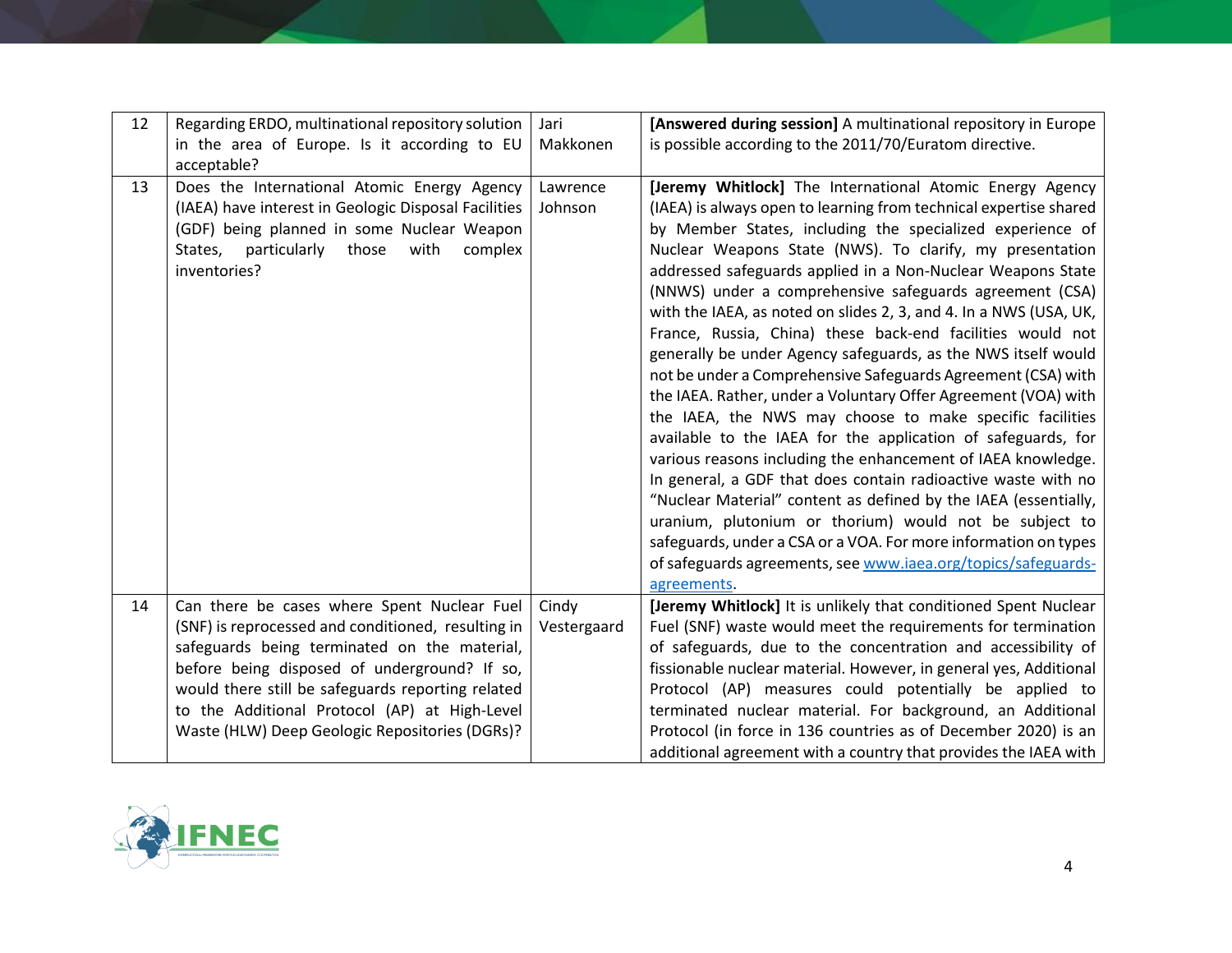| | | | |
|---|---|---|---|
| 12 | Regarding ERDO, multinational repository solution in the area of Europe. Is it according to EU acceptable? | Jari Makkonen | **[Answered during session]** A multinational repository in Europe is possible according to the 2011/70/Euratom directive. |
| 13 | Does the International Atomic Energy Agency (IAEA) have interest in Geologic Disposal Facilities (GDF) being planned in some Nuclear Weapon States, particularly those with complex inventories? | Lawrence Johnson | **[Jeremy Whitlock]** The International Atomic Energy Agency (IAEA) is always open to learning from technical expertise shared by Member States, including the specialized experience of Nuclear Weapons State (NWS). To clarify, my presentation addressed safeguards applied in a Non-Nuclear Weapons State (NNWS) under a comprehensive safeguards agreement (CSA) with the IAEA, as noted on slides 2, 3, and 4. In a NWS (USA, UK, France, Russia, China) these back-end facilities would not generally be under Agency safeguards, as the NWS itself would not be under a Comprehensive Safeguards Agreement (CSA) with the IAEA. Rather, under a Voluntary Offer Agreement (VOA) with the IAEA, the NWS may choose to make specific facilities available to the IAEA for the application of safeguards, for various reasons including the enhancement of IAEA knowledge. In general, a GDF that does contain radioactive waste with no "Nuclear Material" content as defined by the IAEA (essentially, uranium, plutonium or thorium) would not be subject to safeguards, under a CSA or a VOA. For more information on types of safeguards agreements, see [www.iaea.org/topics/safeguards-agreements](www.iaea.org/topics/safeguards-agreements). |
| 14 | Can there be cases where Spent Nuclear Fuel (SNF) is reprocessed and conditioned, resulting in safeguards being terminated on the material, before being disposed of underground? If so, would there still be safeguards reporting related to the Additional Protocol (AP) at High-Level Waste (HLW) Deep Geologic Repositories (DGRs)? | Cindy Vestergaard | **[Jeremy Whitlock]** It is unlikely that conditioned Spent Nuclear Fuel (SNF) waste would meet the requirements for termination of safeguards, due to the concentration and accessibility of fissionable nuclear material. However, in general yes, Additional Protocol (AP) measures could potentially be applied to terminated nuclear material. For background, an Additional Protocol (in force in 136 countries as of December 2020) is an additional agreement with a country that provides the IAEA with |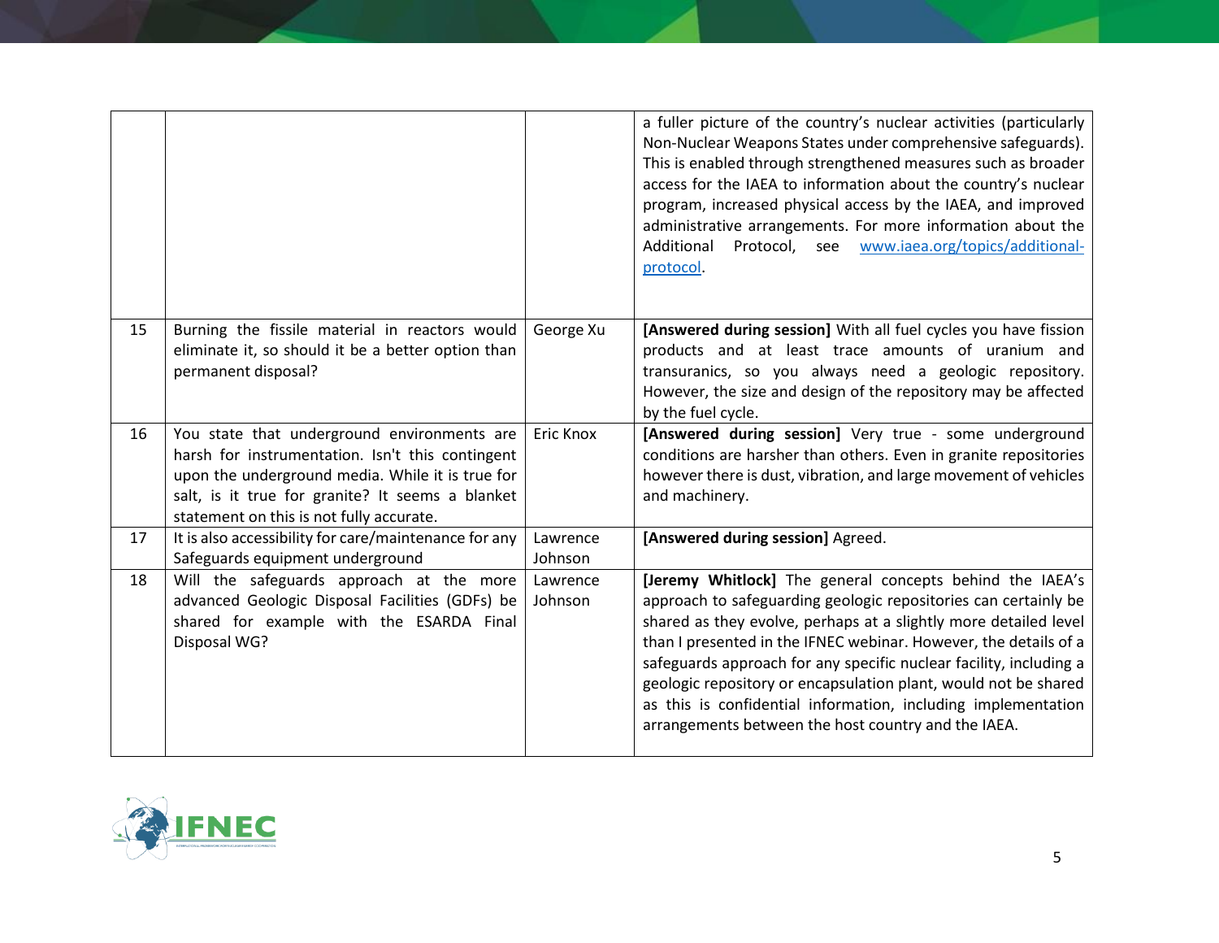| | | | |
|---|---|---|---|
| | | | a fuller picture of the country's nuclear activities (particularly Non-Nuclear Weapons States under comprehensive safeguards). This is enabled through strengthened measures such as broader access for the IAEA to information about the country's nuclear program, increased physical access by the IAEA, and improved administrative arrangements. For more information about the Additional Protocol, see [www.iaea.org/topics/additional-protocol](http://www.iaea.org/topics/additional-protocol). |
| 15 | Burning the fissile material in reactors would eliminate it, so should it be a better option than permanent disposal? | George Xu | **[Answered during session]** With all fuel cycles you have fission products and at least trace amounts of uranium and transuranics, so you always need a geologic repository. However, the size and design of the repository may be affected by the fuel cycle. |
| 16 | You state that underground environments are harsh for instrumentation. Isn't this contingent upon the underground media. While it is true for salt, is it true for granite? It seems a blanket statement on this is not fully accurate. | Eric Knox | **[Answered during session]** Very true - some underground conditions are harsher than others. Even in granite repositories however there is dust, vibration, and large movement of vehicles and machinery. |
| 17 | It is also accessibility for care/maintenance for any Safeguards equipment underground | Lawrence Johnson | **[Answered during session]** Agreed. |
| 18 | Will the safeguards approach at the more advanced Geologic Disposal Facilities (GDFs) be shared for example with the ESARDA Final Disposal WG? | Lawrence Johnson | **[Jeremy Whitlock]** The general concepts behind the IAEA's approach to safeguarding geologic repositories can certainly be shared as they evolve, perhaps at a slightly more detailed level than I presented in the IFNEC webinar. However, the details of a safeguards approach for any specific nuclear facility, including a geologic repository or encapsulation plant, would not be shared as this is confidential information, including implementation arrangements between the host country and the IAEA. |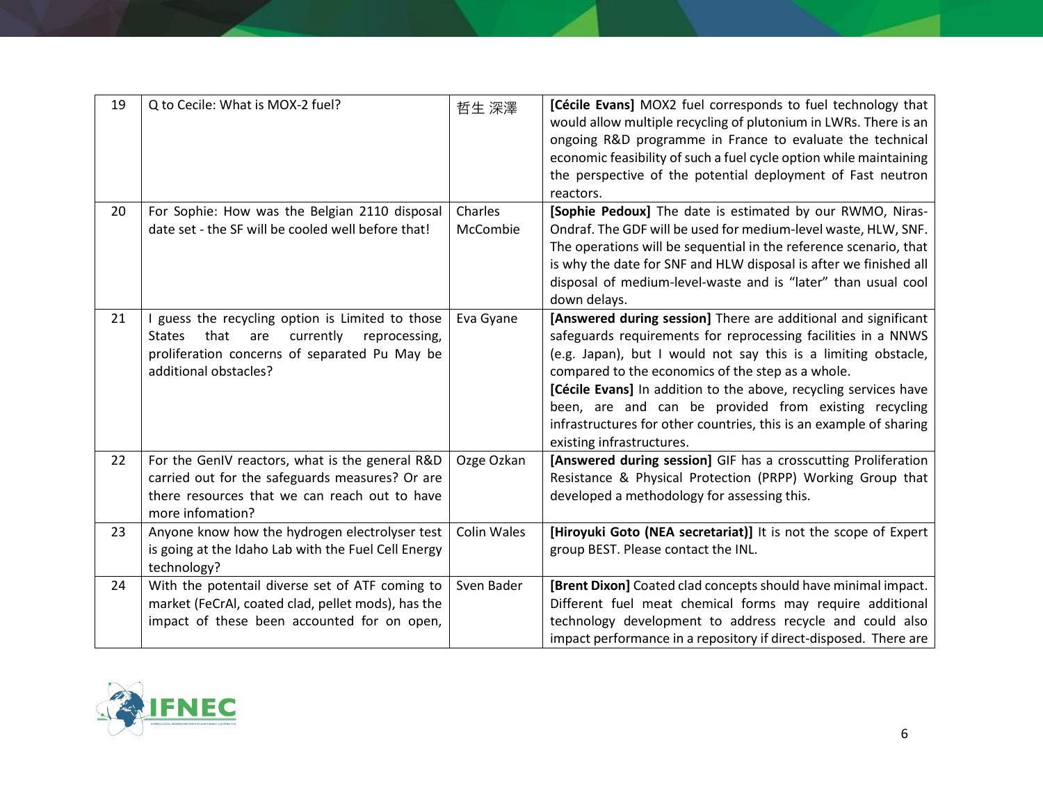| | | | |
|---|---|---|---|
| 19 | Q to Cecile: What is MOX-2 fuel? | 哲生 深澤 | **[Cécile Evans]** MOX2 fuel corresponds to fuel technology that would allow multiple recycling of plutonium in LWRs. There is an ongoing R&D programme in France to evaluate the technical economic feasibility of such a fuel cycle option while maintaining the perspective of the potential deployment of Fast neutron reactors. |
| 20 | For Sophie: How was the Belgian 2110 disposal date set - the SF will be cooled well before that! | Charles McCombie | **[Sophie Pedoux]** The date is estimated by our RWMO, Niras-Ondraf. The GDF will be used for medium-level waste, HLW, SNF. The operations will be sequential in the reference scenario, that is why the date for SNF and HLW disposal is after we finished all disposal of medium-level-waste and is "later" than usual cool down delays. |
| 21 | I guess the recycling option is Limited to those States that are currently reprocessing, proliferation concerns of separated Pu May be additional obstacles? | Eva Gyane | **[Answered during session]** There are additional and significant safeguards requirements for reprocessing facilities in a NNWS (e.g. Japan), but I would not say this is a limiting obstacle, compared to the economics of the step as a whole.<br>**[Cécile Evans]** In addition to the above, recycling services have been, are and can be provided from existing recycling infrastructures for other countries, this is an example of sharing existing infrastructures. |
| 22 | For the GenIV reactors, what is the general R&D carried out for the safeguards measures? Or are there resources that we can reach out to have more infomation? | Ozge Ozkan | **[Answered during session]** GIF has a crosscutting Proliferation Resistance & Physical Protection (PRPP) Working Group that developed a methodology for assessing this. |
| 23 | Anyone know how the hydrogen electrolyser test is going at the Idaho Lab with the Fuel Cell Energy technology? | Colin Wales | **[Hiroyuki Goto (NEA secretariat)]** It is not the scope of Expert group BEST. Please contact the INL. |
| 24 | With the potentail diverse set of ATF coming to market (FeCrAl, coated clad, pellet mods), has the impact of these been accounted for on open, | Sven Bader | **[Brent Dixon]** Coated clad concepts should have minimal impact. Different fuel meat chemical forms may require additional technology development to address recycle and could also impact performance in a repository if direct-disposed. There are |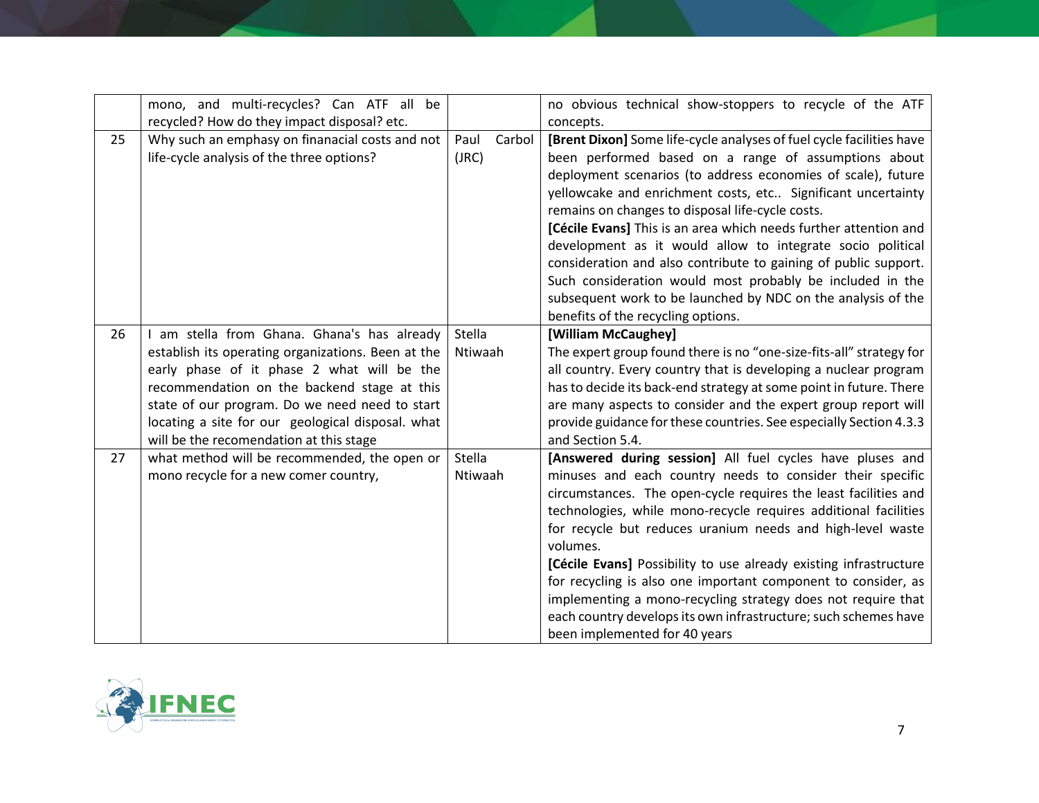| | | | |
|---|---|---|---|
| | mono, and multi-recycles? Can ATF all be recycled? How do they impact disposal? etc. | | no obvious technical show-stoppers to recycle of the ATF concepts. |
| 25 | Why such an emphasy on finanacial costs and not life-cycle analysis of the three options? | Paul Carbol (JRC) | **[Brent Dixon]** Some life-cycle analyses of fuel cycle facilities have been performed based on a range of assumptions about deployment scenarios (to address economies of scale), future yellowcake and enrichment costs, etc.. Significant uncertainty remains on changes to disposal life-cycle costs. **[Cécile Evans]** This is an area which needs further attention and development as it would allow to integrate socio political consideration and also contribute to gaining of public support. Such consideration would most probably be included in the subsequent work to be launched by NDC on the analysis of the benefits of the recycling options. |
| 26 | I am stella from Ghana. Ghana's has already establish its operating organizations. Been at the early phase of it phase 2 what will be the recommendation on the backend stage at this state of our program. Do we need need to start locating a site for our geological disposal. what will be the recomendation at this stage | Stella Ntiwaah | **[William McCaughey]** The expert group found there is no "one-size-fits-all" strategy for all country. Every country that is developing a nuclear program has to decide its back-end strategy at some point in future. There are many aspects to consider and the expert group report will provide guidance for these countries. See especially Section 4.3.3 and Section 5.4. |
| 27 | what method will be recommended, the open or mono recycle for a new comer country, | Stella Ntiwaah | **[Answered during session]** All fuel cycles have pluses and minuses and each country needs to consider their specific circumstances. The open-cycle requires the least facilities and technologies, while mono-recycle requires additional facilities for recycle but reduces uranium needs and high-level waste volumes. **[Cécile Evans]** Possibility to use already existing infrastructure for recycling is also one important component to consider, as implementing a mono-recycling strategy does not require that each country develops its own infrastructure; such schemes have been implemented for 40 years |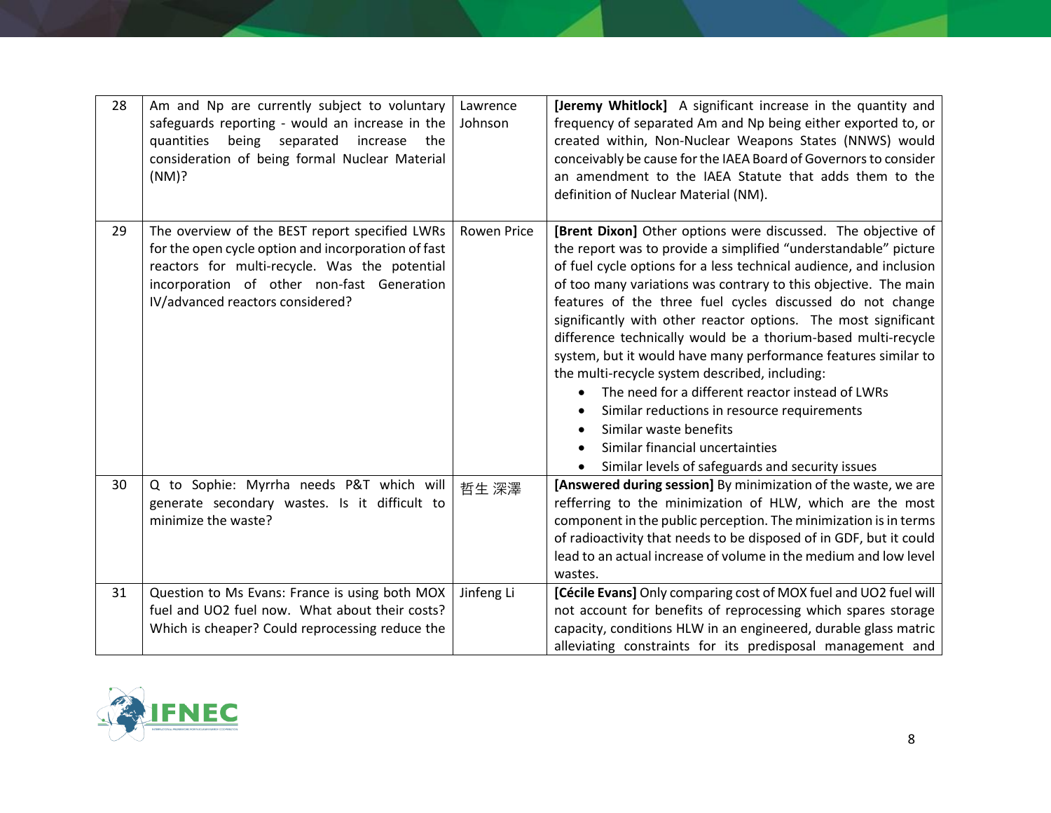| | | | |
|---|---|---|---|
| 28 | Am and Np are currently subject to voluntary safeguards reporting - would an increase in the quantities being separated increase the consideration of being formal Nuclear Material (NM)? | Lawrence Johnson | **[Jeremy Whitlock]** A significant increase in the quantity and frequency of separated Am and Np being either exported to, or created within, Non-Nuclear Weapons States (NNWS) would conceivably be cause for the IAEA Board of Governors to consider an amendment to the IAEA Statute that adds them to the definition of Nuclear Material (NM). |
| 29 | The overview of the BEST report specified LWRs for the open cycle option and incorporation of fast reactors for multi-recycle. Was the potential incorporation of other non-fast Generation IV/advanced reactors considered? | Rowen Price | **[Brent Dixon]** Other options were discussed. The objective of the report was to provide a simplified "understandable" picture of fuel cycle options for a less technical audience, and inclusion of too many variations was contrary to this objective. The main features of the three fuel cycles discussed do not change significantly with other reactor options. The most significant difference technically would be a thorium-based multi-recycle system, but it would have many performance features similar to the multi-recycle system described, including:<br>• The need for a different reactor instead of LWRs<br>• Similar reductions in resource requirements<br>• Similar waste benefits<br>• Similar financial uncertainties<br>• Similar levels of safeguards and security issues |
| 30 | Q to Sophie: Myrrha needs P&T which will generate secondary wastes. Is it difficult to minimize the waste? | 哲生 深澤 | **[Answered during session]** By minimization of the waste, we are refferring to the minimization of HLW, which are the most component in the public perception. The minimization is in terms of radioactivity that needs to be disposed of in GDF, but it could lead to an actual increase of volume in the medium and low level wastes. |
| 31 | Question to Ms Evans: France is using both MOX fuel and UO2 fuel now. What about their costs? Which is cheaper? Could reprocessing reduce the | Jinfeng Li | **[Cécile Evans]** Only comparing cost of MOX fuel and UO2 fuel will not account for benefits of reprocessing which spares storage capacity, conditions HLW in an engineered, durable glass matric alleviating constraints for its predisposal management and |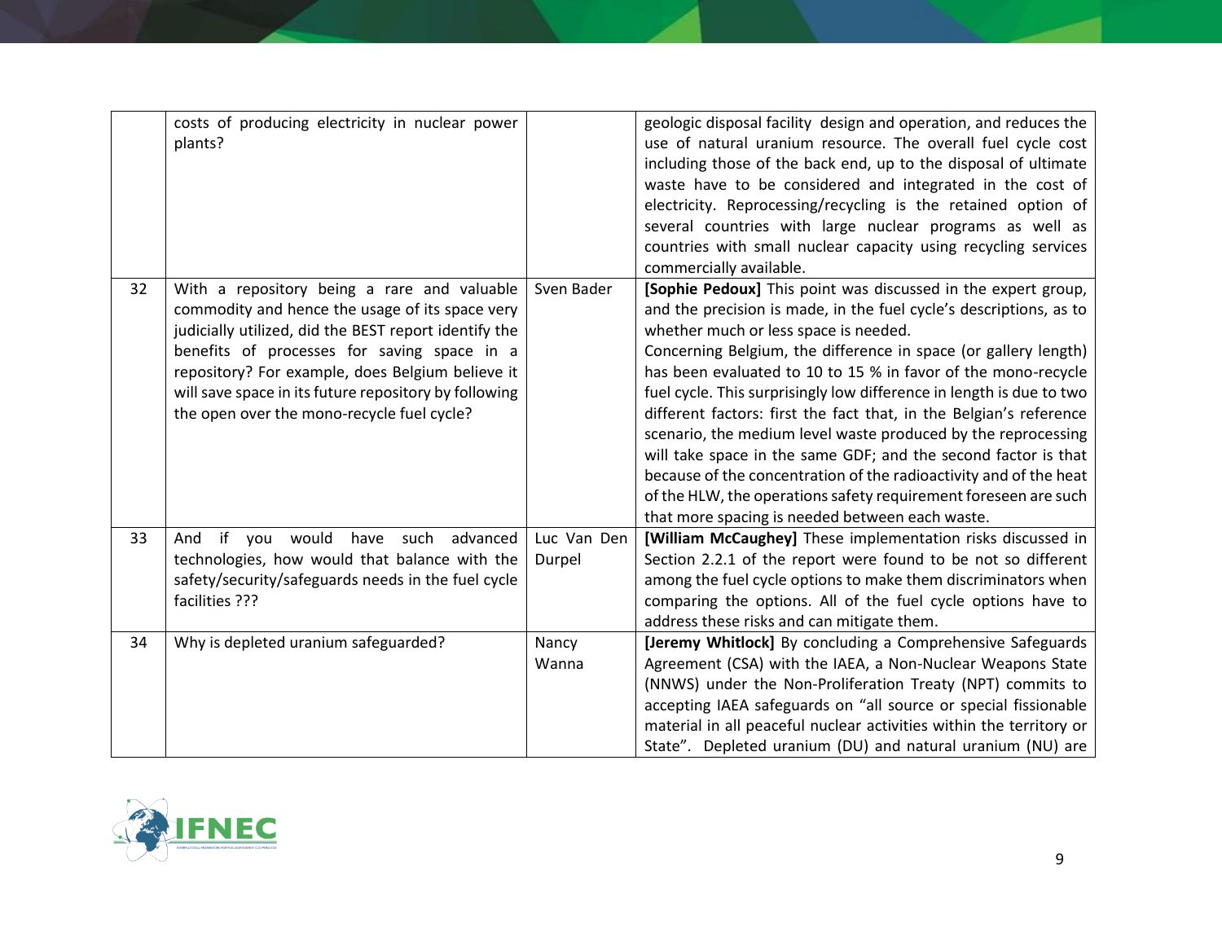| | | | |
|---|---|---|---|
| | costs of producing electricity in nuclear power plants? | | geologic disposal facility design and operation, and reduces the use of natural uranium resource. The overall fuel cycle cost including those of the back end, up to the disposal of ultimate waste have to be considered and integrated in the cost of electricity. Reprocessing/recycling is the retained option of several countries with large nuclear programs as well as countries with small nuclear capacity using recycling services commercially available. |
| 32 | With a repository being a rare and valuable commodity and hence the usage of its space very judicially utilized, did the BEST report identify the benefits of processes for saving space in a repository? For example, does Belgium believe it will save space in its future repository by following the open over the mono-recycle fuel cycle? | Sven Bader | **[Sophie Pedoux]** This point was discussed in the expert group, and the precision is made, in the fuel cycle's descriptions, as to whether much or less space is needed.<br>Concerning Belgium, the difference in space (or gallery length) has been evaluated to 10 to 15 % in favor of the mono-recycle fuel cycle. This surprisingly low difference in length is due to two different factors: first the fact that, in the Belgian's reference scenario, the medium level waste produced by the reprocessing will take space in the same GDF; and the second factor is that because of the concentration of the radioactivity and of the heat of the HLW, the operations safety requirement foreseen are such that more spacing is needed between each waste. |
| 33 | And if you would have such advanced technologies, how would that balance with the safety/security/safeguards needs in the fuel cycle facilities ??? | Luc Van Den Durpel | **[William McCaughey]** These implementation risks discussed in Section 2.2.1 of the report were found to be not so different among the fuel cycle options to make them discriminators when comparing the options. All of the fuel cycle options have to address these risks and can mitigate them. |
| 34 | Why is depleted uranium safeguarded? | Nancy Wanna | **[Jeremy Whitlock]** By concluding a Comprehensive Safeguards Agreement (CSA) with the IAEA, a Non-Nuclear Weapons State (NNWS) under the Non-Proliferation Treaty (NPT) commits to accepting IAEA safeguards on "all source or special fissionable material in all peaceful nuclear activities within the territory or State". Depleted uranium (DU) and natural uranium (NU) are |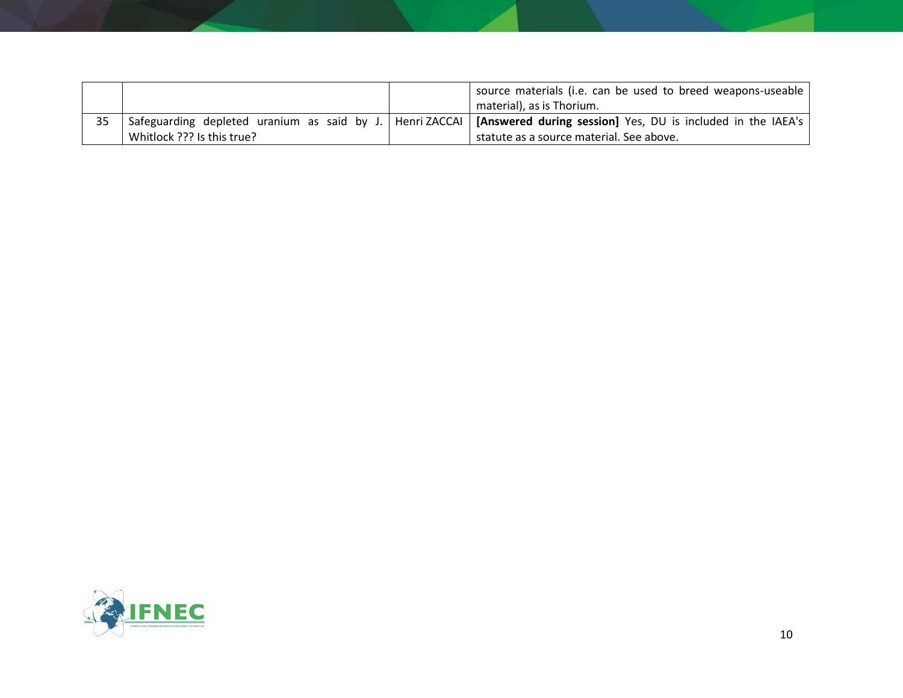| | | | |
|---|---|---|---|
| | | | source materials (i.e. can be used to breed weapons-useable material), as is Thorium. |
| 35 | Safeguarding depleted uranium as said by J. Whitlock ??? Is this true? | Henri ZACCAI | **[Answered during session]** Yes, DU is included in the IAEA's statute as a source material. See above. |